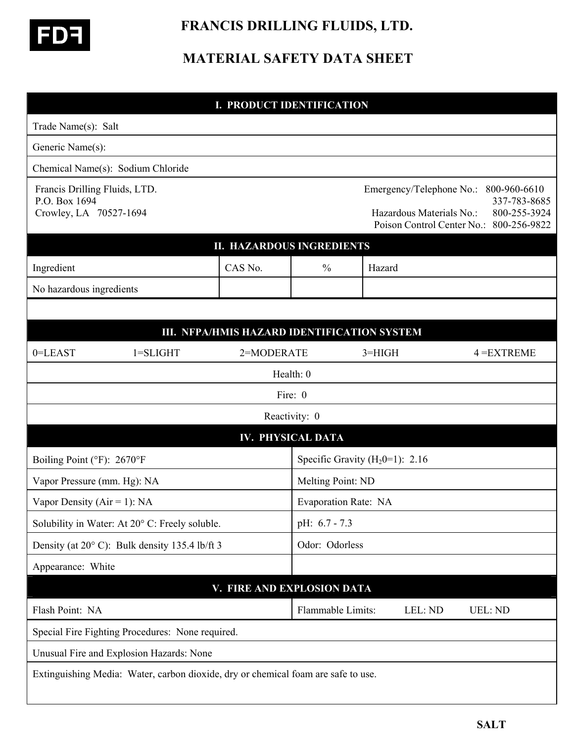# FRANCIS DRILLING FLUIDS, LTD.

# MATERIAL SAFETY DATA SHEET

## I. PRODUCT IDENTIFICATION

Trade Name(s): Salt

Generic Name(s):

Chemical Name(s): Sodium Chloride

Francis Drilling Fluids, LTD.
P.O. Box 1694
Crowley, LA 70527-1694

Emergency/Telephone No.: 800-960-6610
337-783-8685
Hazardous Materials No.: 800-255-3924
Poison Control Center No.: 800-256-9822

## II. HAZARDOUS INGREDIENTS

| Ingredient | CAS No. | % | Hazard |
|---|---|---|---|
| No hazardous ingredients | | | |

## III. NFPA/HMIS HAZARD IDENTIFICATION SYSTEM

0=LEAST 1=SLIGHT 2=MODERATE 3=HIGH 4 =EXTREME

Health: 0

Fire: 0

Reactivity: 0

## IV. PHYSICAL DATA

| | |
|---|---|
| Boiling Point (°F): 2670°F | Specific Gravity ($H_2O$=1): 2.16 |
| Vapor Pressure (mm. Hg): NA | Melting Point: ND |
| Vapor Density (Air = 1): NA | Evaporation Rate: NA |
| Solubility in Water: At 20° C: Freely soluble. | pH: 6.7 - 7.3 |
| Density (at 20° C): Bulk density 135.4 lb/ft 3 | Odor: Odorless |
| Appearance: White | |

## V. FIRE AND EXPLOSION DATA

Flash Point: NA

Flammable Limits: LEL: ND UEL: ND

Special Fire Fighting Procedures: None required.

Unusual Fire and Explosion Hazards: None

Extinguishing Media: Water, carbon dioxide, dry or chemical foam are safe to use.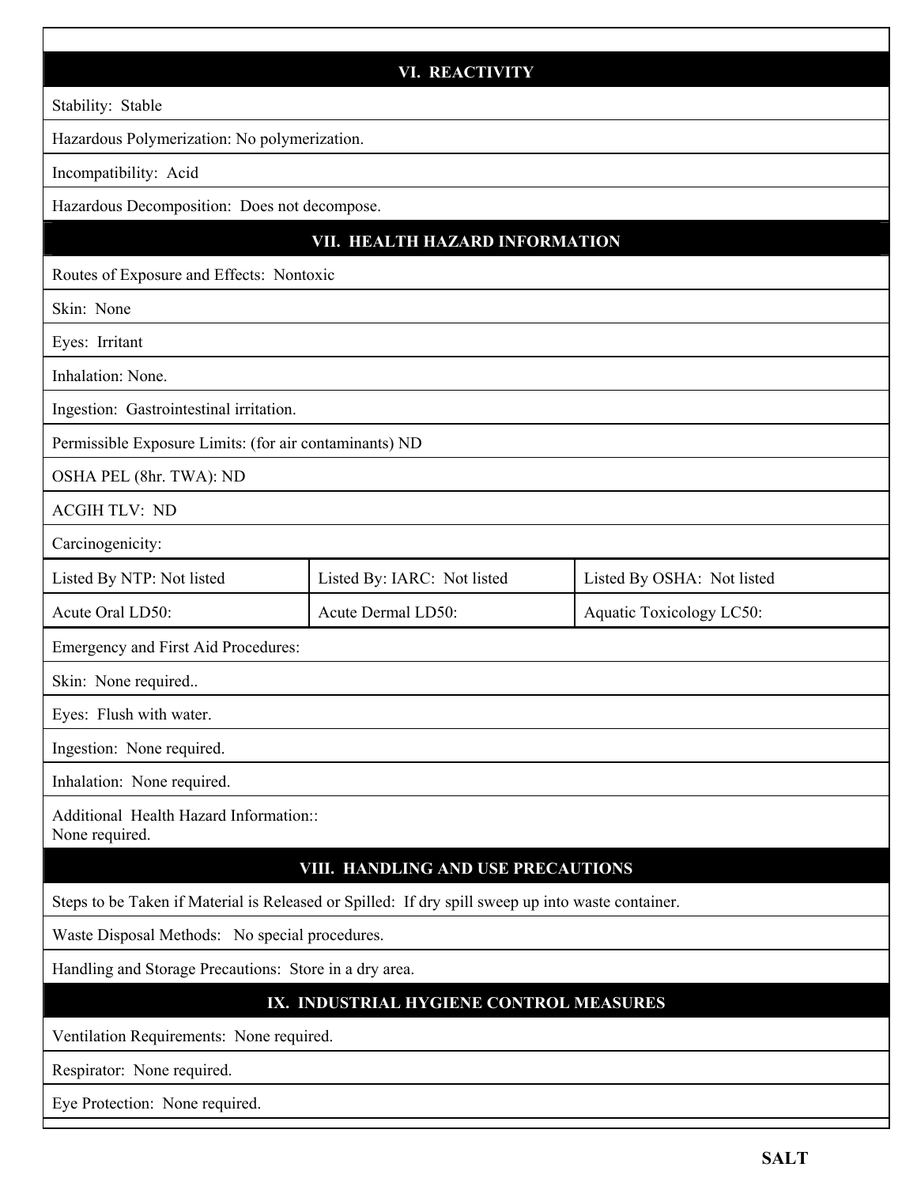## VI. REACTIVITY

Stability: Stable

Hazardous Polymerization: No polymerization.

Incompatibility: Acid

Hazardous Decomposition: Does not decompose.

## VII. HEALTH HAZARD INFORMATION

Routes of Exposure and Effects: Nontoxic

Skin: None

Eyes: Irritant

Inhalation: None.

Ingestion: Gastrointestinal irritation.

Permissible Exposure Limits: (for air contaminants) ND

OSHA PEL (8hr. TWA): ND

ACGIH TLV: ND

Carcinogenicity:

| Listed By NTP: Not listed | Listed By: IARC: Not listed | Listed By OSHA: Not listed |
|---|---|---|
| Acute Oral LD50: | Acute Dermal LD50: | Aquatic Toxicology LC50: |

Emergency and First Aid Procedures:

Skin: None required..

Eyes: Flush with water.

Ingestion: None required.

Inhalation: None required.

Additional Health Hazard Information::
None required.

## VIII. HANDLING AND USE PRECAUTIONS

Steps to be Taken if Material is Released or Spilled: If dry spill sweep up into waste container.

Waste Disposal Methods: No special procedures.

Handling and Storage Precautions: Store in a dry area.

## IX. INDUSTRIAL HYGIENE CONTROL MEASURES

Ventilation Requirements: None required.

Respirator: None required.

Eye Protection: None required.

**SALT**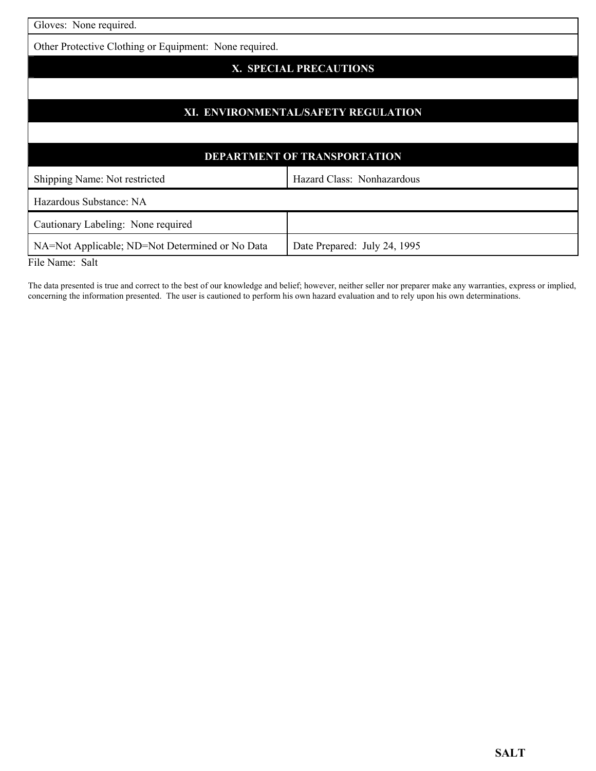Gloves: None required.

Other Protective Clothing or Equipment: None required.

## X. SPECIAL PRECAUTIONS

## XI. ENVIRONMENTAL/SAFETY REGULATION

## DEPARTMENT OF TRANSPORTATION

| | |
|---|---|
| Shipping Name: Not restricted | Hazard Class: Nonhazardous |
| Hazardous Substance: NA | |
| Cautionary Labeling: None required | |
| NA=Not Applicable; ND=Not Determined or No Data | Date Prepared: July 24, 1995 |

File Name: Salt

The data presented is true and correct to the best of our knowledge and belief; however, neither seller nor preparer make any warranties, express or implied, concerning the information presented. The user is cautioned to perform his own hazard evaluation and to rely upon his own determinations.